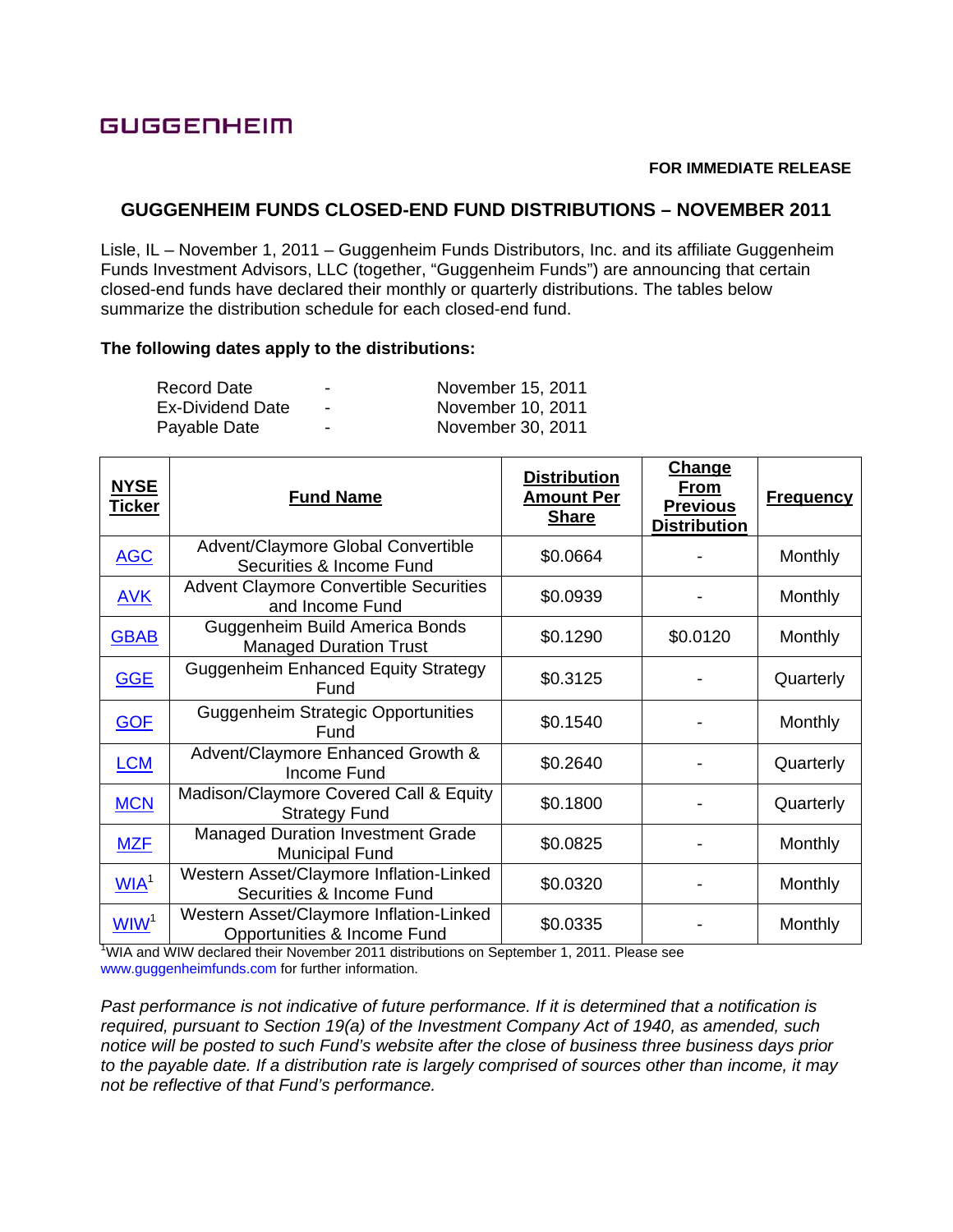GUGGENHEIM

**FOR IMMEDIATE RELEASE**

# GUGGENHEIM FUNDS CLOSED-END FUND DISTRIBUTIONS – NOVEMBER 2011

Lisle, IL – November 1, 2011 – Guggenheim Funds Distributors, Inc. and its affiliate Guggenheim Funds Investment Advisors, LLC (together, "Guggenheim Funds") are announcing that certain closed-end funds have declared their monthly or quarterly distributions. The tables below summarize the distribution schedule for each closed-end fund.

**The following dates apply to the distributions:**

| | | |
|---|---|---|
| Record Date | - | November 15, 2011 |
| Ex-Dividend Date | - | November 10, 2011 |
| Payable Date | - | November 30, 2011 |

| NYSE Ticker | Fund Name | Distribution Amount Per Share | Change From Previous Distribution | Frequency |
|---|---|---|---|---|
| AGC | Advent/Claymore Global Convertible Securities & Income Fund | $0.0664 | - | Monthly |
| AVK | Advent Claymore Convertible Securities and Income Fund | $0.0939 | - | Monthly |
| GBAB | Guggenheim Build America Bonds Managed Duration Trust | $0.1290 | $0.0120 | Monthly |
| GGE | Guggenheim Enhanced Equity Strategy Fund | $0.3125 | - | Quarterly |
| GOF | Guggenheim Strategic Opportunities Fund | $0.1540 | - | Monthly |
| LCM | Advent/Claymore Enhanced Growth & Income Fund | $0.2640 | - | Quarterly |
| MCN | Madison/Claymore Covered Call & Equity Strategy Fund | $0.1800 | - | Quarterly |
| MZF | Managed Duration Investment Grade Municipal Fund | $0.0825 | - | Monthly |
| WIA[1] | Western Asset/Claymore Inflation-Linked Securities & Income Fund | $0.0320 | - | Monthly |
| WIW[1] | Western Asset/Claymore Inflation-Linked Opportunities & Income Fund | $0.0335 | - | Monthly |

[1]WIA and WIW declared their November 2011 distributions on September 1, 2011. Please see www.guggenheimfunds.com for further information.

*Past performance is not indicative of future performance. If it is determined that a notification is required, pursuant to Section 19(a) of the Investment Company Act of 1940, as amended, such notice will be posted to such Fund's website after the close of business three business days prior to the payable date. If a distribution rate is largely comprised of sources other than income, it may not be reflective of that Fund's performance.*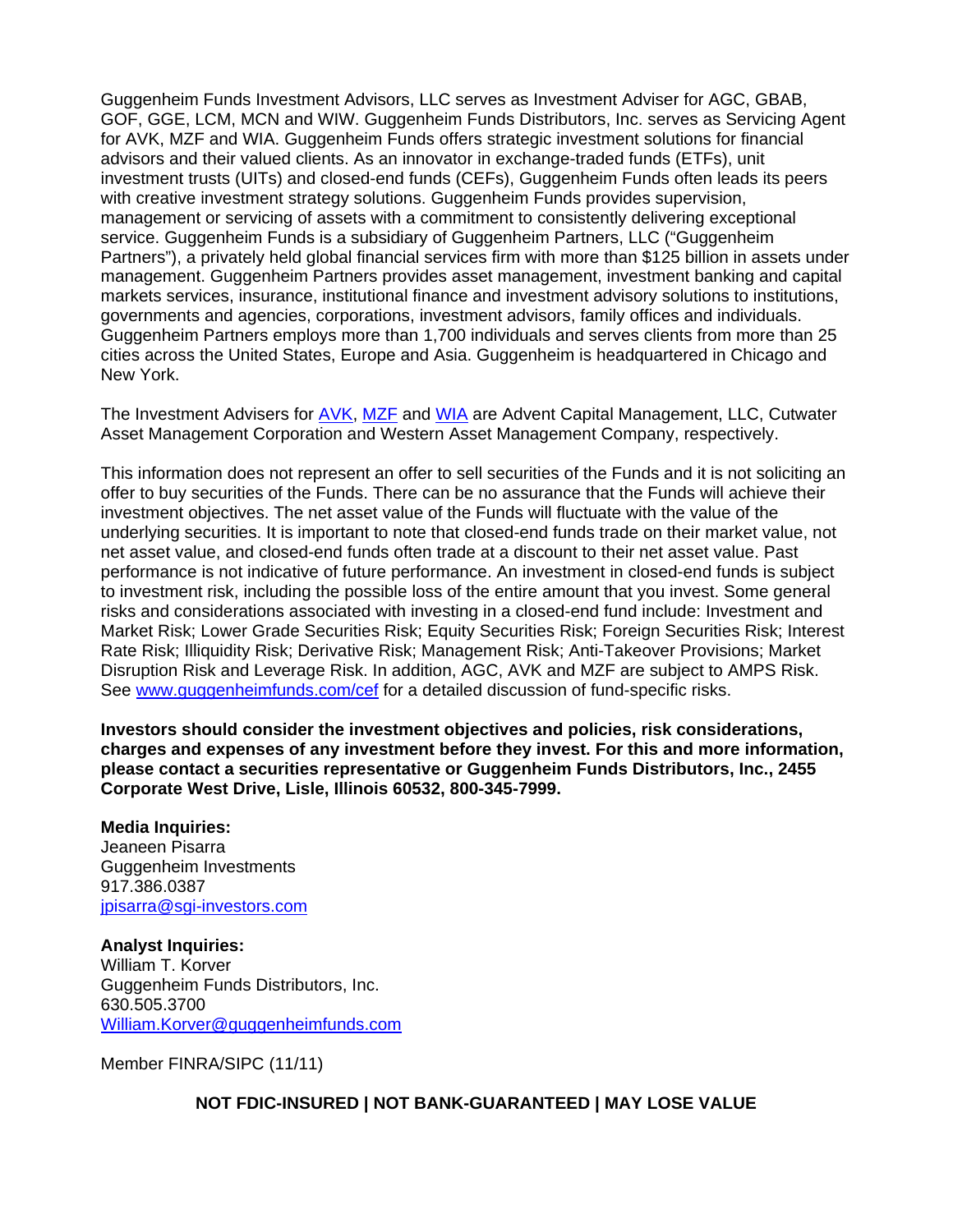Guggenheim Funds Investment Advisors, LLC serves as Investment Adviser for AGC, GBAB, GOF, GGE, LCM, MCN and WIW. Guggenheim Funds Distributors, Inc. serves as Servicing Agent for AVK, MZF and WIA. Guggenheim Funds offers strategic investment solutions for financial advisors and their valued clients. As an innovator in exchange-traded funds (ETFs), unit investment trusts (UITs) and closed-end funds (CEFs), Guggenheim Funds often leads its peers with creative investment strategy solutions. Guggenheim Funds provides supervision, management or servicing of assets with a commitment to consistently delivering exceptional service. Guggenheim Funds is a subsidiary of Guggenheim Partners, LLC ("Guggenheim Partners"), a privately held global financial services firm with more than $125 billion in assets under management. Guggenheim Partners provides asset management, investment banking and capital markets services, insurance, institutional finance and investment advisory solutions to institutions, governments and agencies, corporations, investment advisors, family offices and individuals. Guggenheim Partners employs more than 1,700 individuals and serves clients from more than 25 cities across the United States, Europe and Asia. Guggenheim is headquartered in Chicago and New York.

The Investment Advisers for AVK, MZF and WIA are Advent Capital Management, LLC, Cutwater Asset Management Corporation and Western Asset Management Company, respectively.

This information does not represent an offer to sell securities of the Funds and it is not soliciting an offer to buy securities of the Funds. There can be no assurance that the Funds will achieve their investment objectives. The net asset value of the Funds will fluctuate with the value of the underlying securities. It is important to note that closed-end funds trade on their market value, not net asset value, and closed-end funds often trade at a discount to their net asset value. Past performance is not indicative of future performance. An investment in closed-end funds is subject to investment risk, including the possible loss of the entire amount that you invest. Some general risks and considerations associated with investing in a closed-end fund include: Investment and Market Risk; Lower Grade Securities Risk; Equity Securities Risk; Foreign Securities Risk; Interest Rate Risk; Illiquidity Risk; Derivative Risk; Management Risk; Anti-Takeover Provisions; Market Disruption Risk and Leverage Risk. In addition, AGC, AVK and MZF are subject to AMPS Risk. See www.guggenheimfunds.com/cef for a detailed discussion of fund-specific risks.

**Investors should consider the investment objectives and policies, risk considerations, charges and expenses of any investment before they invest. For this and more information, please contact a securities representative or Guggenheim Funds Distributors, Inc., 2455 Corporate West Drive, Lisle, Illinois 60532, 800-345-7999.**

**Media Inquiries:**
Jeaneen Pisarra
Guggenheim Investments
917.386.0387
jpisarra@sgi-investors.com

**Analyst Inquiries:**
William T. Korver
Guggenheim Funds Distributors, Inc.
630.505.3700
William.Korver@guggenheimfunds.com

Member FINRA/SIPC (11/11)

**NOT FDIC-INSURED | NOT BANK-GUARANTEED | MAY LOSE VALUE**